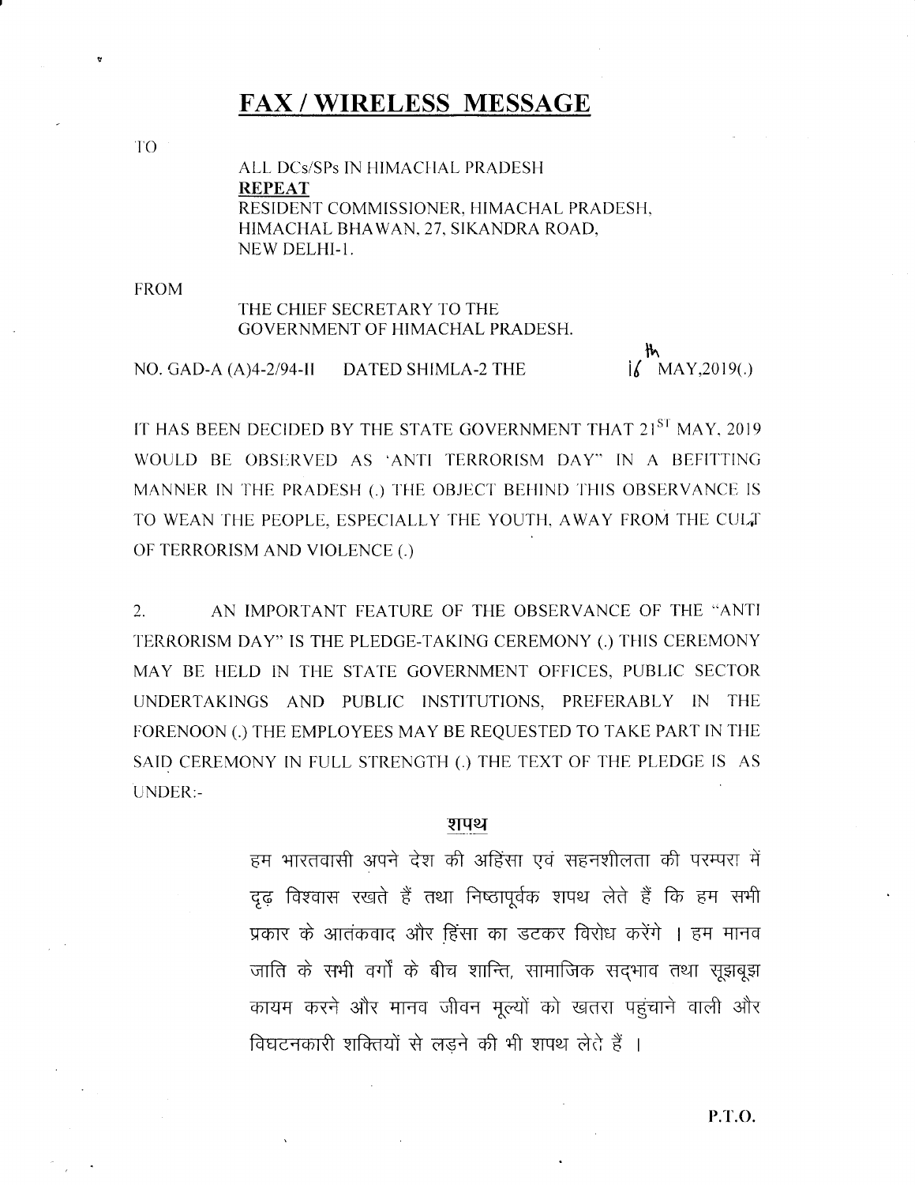# FAX / WIRELESS MESSAGE

TO

ALL DCs/SPs IN HIMACHAL PRADESH
**REPEAT**
RESIDENT COMMISSIONER, HIMACHAL PRADESH,
HIMACHAL BHAWAN, 27, SIKANDRA ROAD,
NEW DELHI-1.

FROM

THE CHIEF SECRETARY TO THE
GOVERNMENT OF HIMACHAL PRADESH.

NO. GAD-A (A)4-2/94-II DATED SHIMLA-2 THE 16th MAY,2019(.)

IT HAS BEEN DECIDED BY THE STATE GOVERNMENT THAT 21ST MAY, 2019 WOULD BE OBSERVED AS 'ANTI TERRORISM DAY" IN A BEFITTING MANNER IN THE PRADESH (.) THE OBJECT BEHIND THIS OBSERVANCE IS TO WEAN THE PEOPLE, ESPECIALLY THE YOUTH, AWAY FROM THE CULT OF TERRORISM AND VIOLENCE (.)

2. AN IMPORTANT FEATURE OF THE OBSERVANCE OF THE "ANTI TERRORISM DAY" IS THE PLEDGE-TAKING CEREMONY (.) THIS CEREMONY MAY BE HELD IN THE STATE GOVERNMENT OFFICES, PUBLIC SECTOR UNDERTAKINGS AND PUBLIC INSTITUTIONS, PREFERABLY IN THE FORENOON (.) THE EMPLOYEES MAY BE REQUESTED TO TAKE PART IN THE SAID CEREMONY IN FULL STRENGTH (.) THE TEXT OF THE PLEDGE IS AS UNDER:-

**शपथ**

हम भारतवासी अपने देश की अहिंसा एवं सहनशीलता की परम्परा में दृढ़ विश्वास रखते हैं तथा निष्ठापूर्वक शपथ लेते हैं कि हम सभी प्रकार के आतंकवाद और हिंसा का डटकर विरोध करेंगे । हम मानव जाति के सभी वर्गों के बीच शान्ति, सामाजिक सद्भाव तथा सूझबूझ कायम करने और मानव जीवन मूल्यों को खतरा पहुंचाने वाली और विघटनकारी शक्तियों से लड़ने की भी शपथ लेते हैं ।

P.T.O.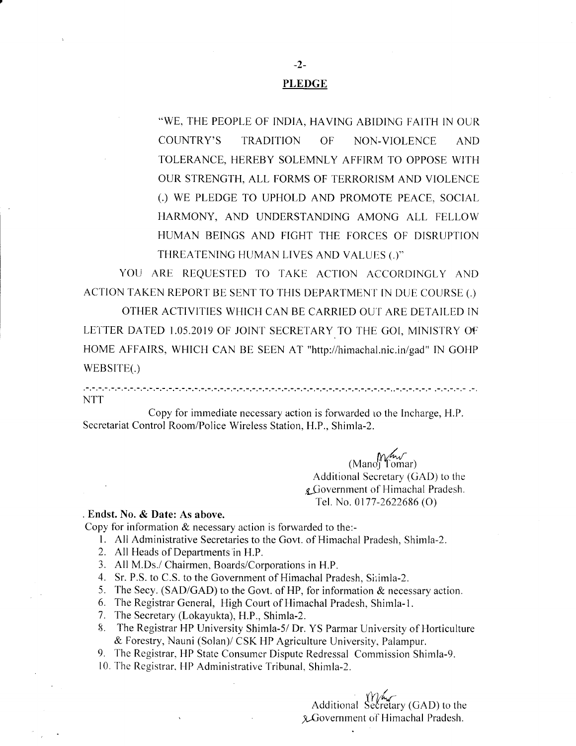## PLEDGE

"WE, THE PEOPLE OF INDIA, HAVING ABIDING FAITH IN OUR COUNTRY'S TRADITION OF NON-VIOLENCE AND TOLERANCE, HEREBY SOLEMNLY AFFIRM TO OPPOSE WITH OUR STRENGTH, ALL FORMS OF TERRORISM AND VIOLENCE (.) WE PLEDGE TO UPHOLD AND PROMOTE PEACE, SOCIAL HARMONY, AND UNDERSTANDING AMONG ALL FELLOW HUMAN BEINGS AND FIGHT THE FORCES OF DISRUPTION THREATENING HUMAN LIVES AND VALUES (.)"

YOU ARE REQUESTED TO TAKE ACTION ACCORDINGLY AND ACTION TAKEN REPORT BE SENT TO THIS DEPARTMENT IN DUE COURSE (.)

OTHER ACTIVITIES WHICH CAN BE CARRIED OUT ARE DETAILED IN LETTER DATED 1.05.2019 OF JOINT SECRETARY TO THE GOI, MINISTRY OF HOME AFFAIRS, WHICH CAN BE SEEN AT "http://himachal.nic.in/gad" IN GOHP WEBSITE(.)

-.-.-.-.-.-.-.-.-.-.-.-.-.-.-.-.-.-.-.-.-.-.-.-.-.-.-.-.-.-.-.-.-.-.-.-.-.-.-.-.-.-.-.-.-.-.-.-.-.-.-.-.-.-.-.-.-.-

NTT

Copy for immediate necessary action is forwarded to the Incharge, H.P. Secretariat Control Room/Police Wireless Station, H.P., Shimla-2.

(Manoj Tomar)
Additional Secretary (GAD) to the Government of Himachal Pradesh.
Tel. No. 0177-2622686 (O)

**Endst. No. & Date: As above.**

Copy for information & necessary action is forwarded to the:-

1. All Administrative Secretaries to the Govt. of Himachal Pradesh, Shimla-2.
2. All Heads of Departments in H.P.
3. All M.Ds./ Chairmen, Boards/Corporations in H.P.
4. Sr. P.S. to C.S. to the Government of Himachal Pradesh, Shimla-2.
5. The Secy. (SAD/GAD) to the Govt. of HP, for information & necessary action.
6. The Registrar General, High Court of Himachal Pradesh, Shimla-1.
7. The Secretary (Lokayukta), H.P., Shimla-2.
8. The Registrar HP University Shimla-5/ Dr. YS Parmar University of Horticulture & Forestry, Nauni (Solan)/ CSK HP Agriculture University, Palampur.
9. The Registrar, HP State Consumer Dispute Redressal Commission Shimla-9.
10. The Registrar, HP Administrative Tribunal, Shimla-2.

Additional Secretary (GAD) to the Government of Himachal Pradesh.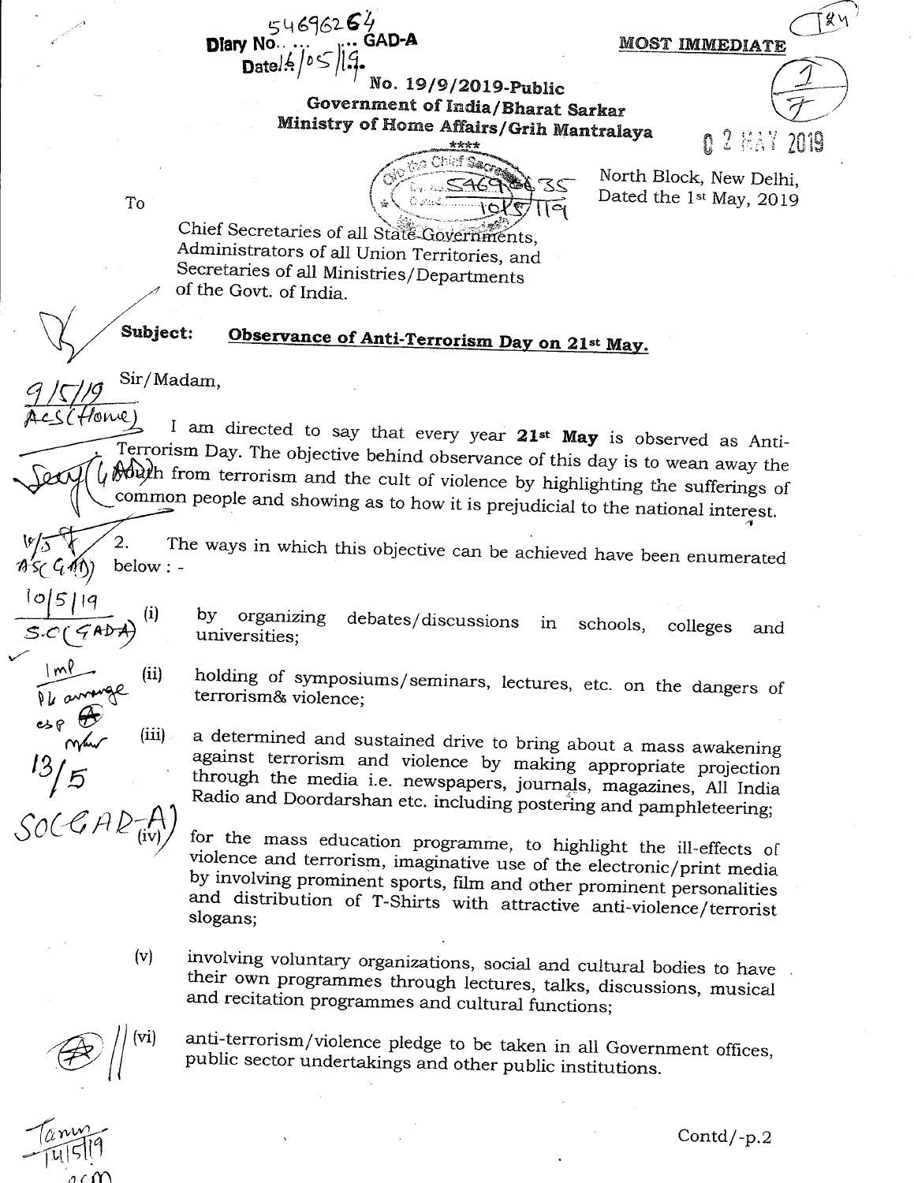Diary No. 54696264 GAD-A
Date 16/05/19.

**MOST IMMEDIATE**

No. 19/9/2019-Public
Government of India/Bharat Sarkar
Ministry of Home Affairs/Grih Mantralaya

02 MAY 2019

North Block, New Delhi,
Dated the 1st May, 2019

To

Chief Secretaries of all State Governments,
Administrators of all Union Territories, and
Secretaries of all Ministries/Departments
of the Govt. of India.

**Subject:** **Observance of Anti-Terrorism Day on 21st May.**

Sir/Madam,

I am directed to say that every year **21st May** is observed as Anti-Terrorism Day. The objective behind observance of this day is to wean away the youth from terrorism and the cult of violence by highlighting the sufferings of common people and showing as to how it is prejudicial to the national interest.

2. The ways in which this objective can be achieved have been enumerated below : -

(i) by organizing debates/discussions in schools, colleges and universities;

(ii) holding of symposiums/seminars, lectures, etc. on the dangers of terrorism& violence;

(iii) a determined and sustained drive to bring about a mass awakening against terrorism and violence by making appropriate projection through the media i.e. newspapers, journals, magazines, All India Radio and Doordarshan etc. including postering and pamphleteering;

(iv) for the mass education programme, to highlight the ill-effects of violence and terrorism, imaginative use of the electronic/print media by involving prominent sports, film and other prominent personalities and distribution of T-Shirts with attractive anti-violence/terrorist slogans;

(v) involving voluntary organizations, social and cultural bodies to have their own programmes through lectures, talks, discussions, musical and recitation programmes and cultural functions;

(vi) anti-terrorism/violence pledge to be taken in all Government offices, public sector undertakings and other public institutions.

Contd/-p.2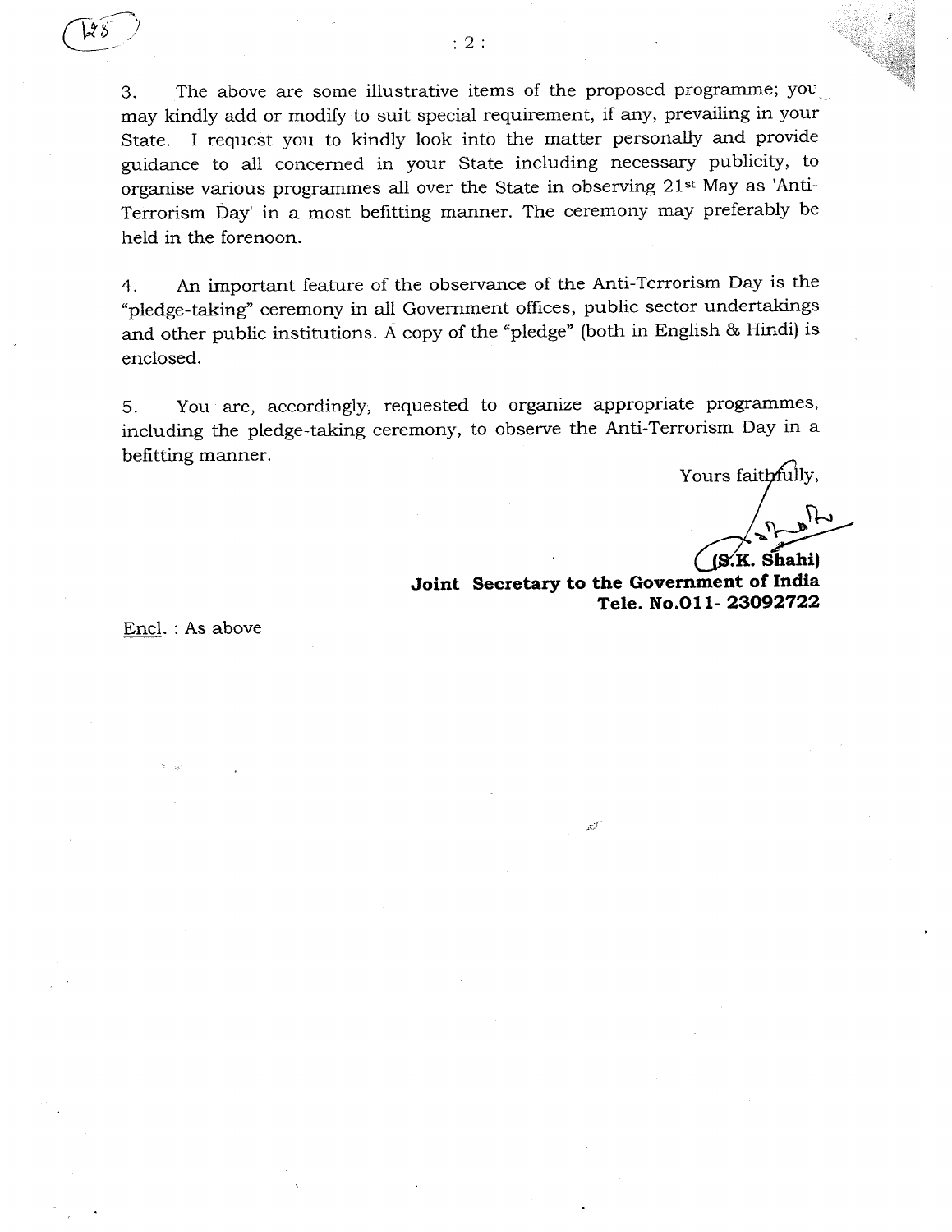3. The above are some illustrative items of the proposed programme; you may kindly add or modify to suit special requirement, if any, prevailing in your State. I request you to kindly look into the matter personally and provide guidance to all concerned in your State including necessary publicity, to organise various programmes all over the State in observing 21st May as 'Anti-Terrorism Day' in a most befitting manner. The ceremony may preferably be held in the forenoon.

4. An important feature of the observance of the Anti-Terrorism Day is the "pledge-taking" ceremony in all Government offices, public sector undertakings and other public institutions. A copy of the "pledge" (both in English & Hindi) is enclosed.

5. You are, accordingly, requested to organize appropriate programmes, including the pledge-taking ceremony, to observe the Anti-Terrorism Day in a befitting manner.

Yours faithfully,

**(S.K. Shahi)**
**Joint Secretary to the Government of India**
**Tele. No.011- 23092722**

Encl. : As above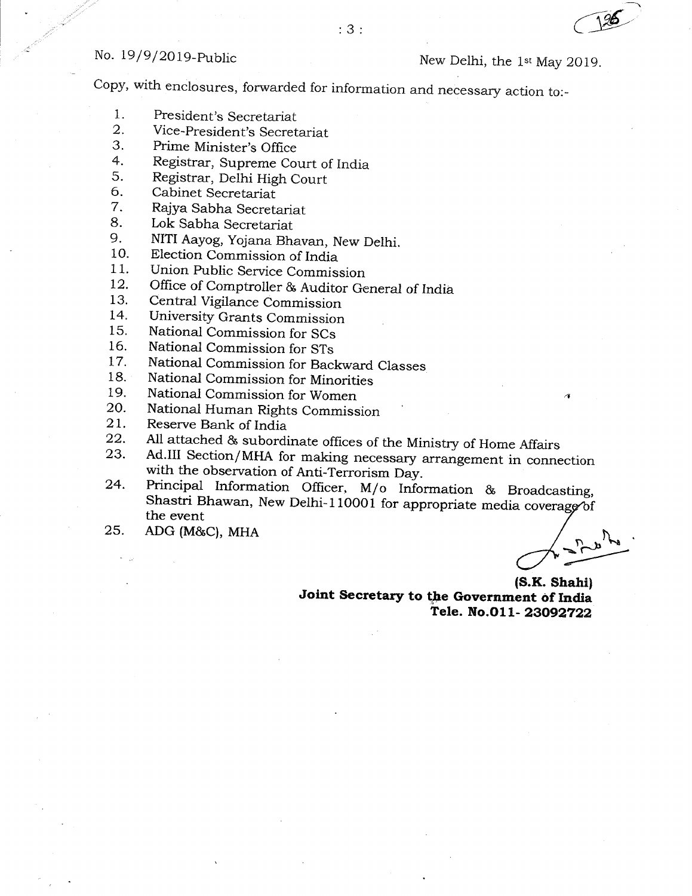No. 19/9/2019-Public

New Delhi, the 1st May 2019.

Copy, with enclosures, forwarded for information and necessary action to:-

1. President's Secretariat
2. Vice-President's Secretariat
3. Prime Minister's Office
4. Registrar, Supreme Court of India
5. Registrar, Delhi High Court
6. Cabinet Secretariat
7. Rajya Sabha Secretariat
8. Lok Sabha Secretariat
9. NITI Aayog, Yojana Bhavan, New Delhi.
10. Election Commission of India
11. Union Public Service Commission
12. Office of Comptroller & Auditor General of India
13. Central Vigilance Commission
14. University Grants Commission
15. National Commission for SCs
16. National Commission for STs
17. National Commission for Backward Classes
18. National Commission for Minorities
19. National Commission for Women
20. National Human Rights Commission
21. Reserve Bank of India
22. All attached & subordinate offices of the Ministry of Home Affairs
23. Ad.III Section/MHA for making necessary arrangement in connection with the observation of Anti-Terrorism Day.
24. Principal Information Officer, M/o Information & Broadcasting, Shastri Bhawan, New Delhi-110001 for appropriate media coverage of the event
25. ADG (M&C), MHA

**(S.K. Shahi)**
**Joint Secretary to the Government of India**
**Tele. No.011- 23092722**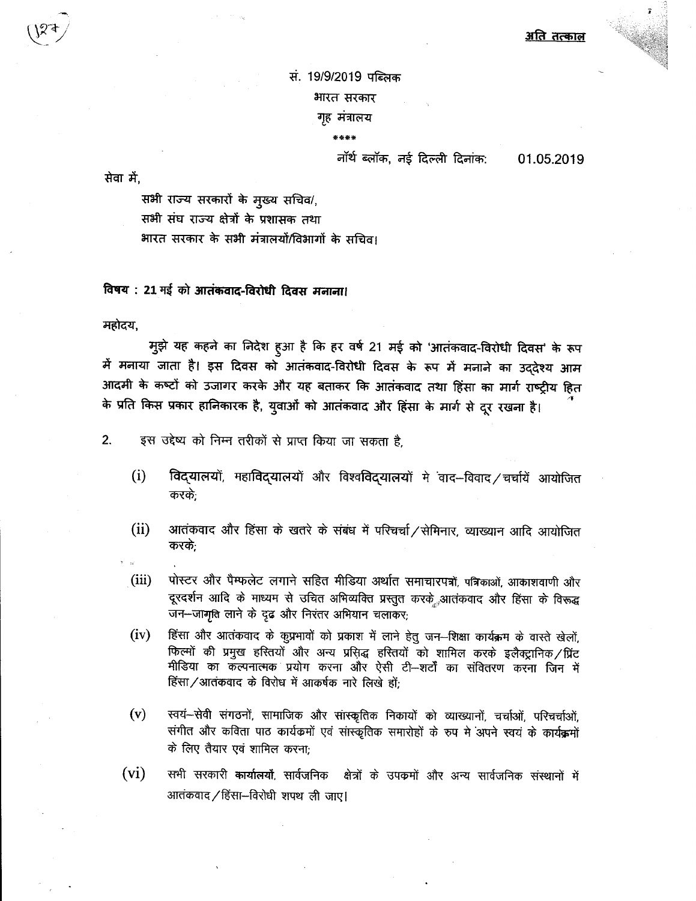**अति तत्काल**

सं. 19/9/2019 पब्लिक
भारत सरकार
गृह मंत्रालय
\*\*\*\*

नॉर्थ ब्लॉक, नई दिल्ली दिनांक: 01.05.2019

सेवा में,

सभी राज्य सरकारों के मुख्य सचिव/,
सभी संघ राज्य क्षेत्रों के प्रशासक तथा
भारत सरकार के सभी मंत्रालयों/विभागों के सचिव।

**विषय : 21 मई को आतंकवाद-विरोधी दिवस मनाना।**

महोदय,

मुझे यह कहने का निदेश हुआ है कि हर वर्ष 21 मई को 'आतंकवाद-विरोधी दिवस' के रूप में मनाया जाता है। इस दिवस को आतंकवाद-विरोधी दिवस के रूप में मनाने का उद्देश्य आम आदमी के कष्टों को उजागर करके और यह बताकर कि आतंकवाद तथा हिंसा का मार्ग राष्ट्रीय हित के प्रति किस प्रकार हानिकारक है, युवाओं को आतंकवाद और हिंसा के मार्ग से दूर रखना है।

2. इस उद्देष्य को निम्न तरीकों से प्राप्त किया जा सकता है,

(i) विद्यालयों, महाविद्यालयों और विश्वविद्यालयों मे वाद–विवाद/चर्चायें आयोजित करके;

(ii) आतंकवाद और हिंसा के खतरे के संबंध में परिचर्चा/सेमिनार, व्याख्यान आदि आयोजित करके;

(iii) पोस्टर और पैम्फलेट लगाने सहित मीडिया अर्थात समाचारपत्रों, पत्रिकाओं, आकाशवाणी और दूरदर्शन आदि के माध्यम से उचित अभिव्यक्ति प्रस्तुत करके आतंकवाद और हिंसा के विरूद्ध जन–जागृति लाने के दृढ और निरंतर अभियान चलाकर;

(iv) हिंसा और आतंकवाद के कुप्रभावों को प्रकाश में लाने हेतु जन–शिक्षा कार्यक्रम के वास्ते खेलों, फिल्मों की प्रमुख हस्तियों और अन्य प्रसिद्ध हस्तियों को शामिल करके इलैक्ट्रानिक/प्रिंट मीडिया का कल्पनात्मक प्रयोग करना और ऐसी टी–शर्टों का संवितरण करना जिन में हिंसा/आतंकवाद के विरोध में आकर्षक नारे लिखे हों;

(v) स्वयं–सेवी संगठनों, सामाजिक और सांस्कृतिक निकायों को व्याख्यानों, चर्चाओं, परिचर्चाओं, संगीत और कविता पाठ कार्यक्रमों एवं सांस्कृतिक समारोहों के रुप मे अपने स्वयं के कार्यक्रमों के लिए तैयार एवं शामिल करना;

(vi) सभी सरकारी कार्यालयों, सार्वजनिक क्षेत्रों के उपक्रमों और अन्य सार्वजनिक संस्थानों में आतंकवाद/हिंसा–विरोधी शपथ ली जाए।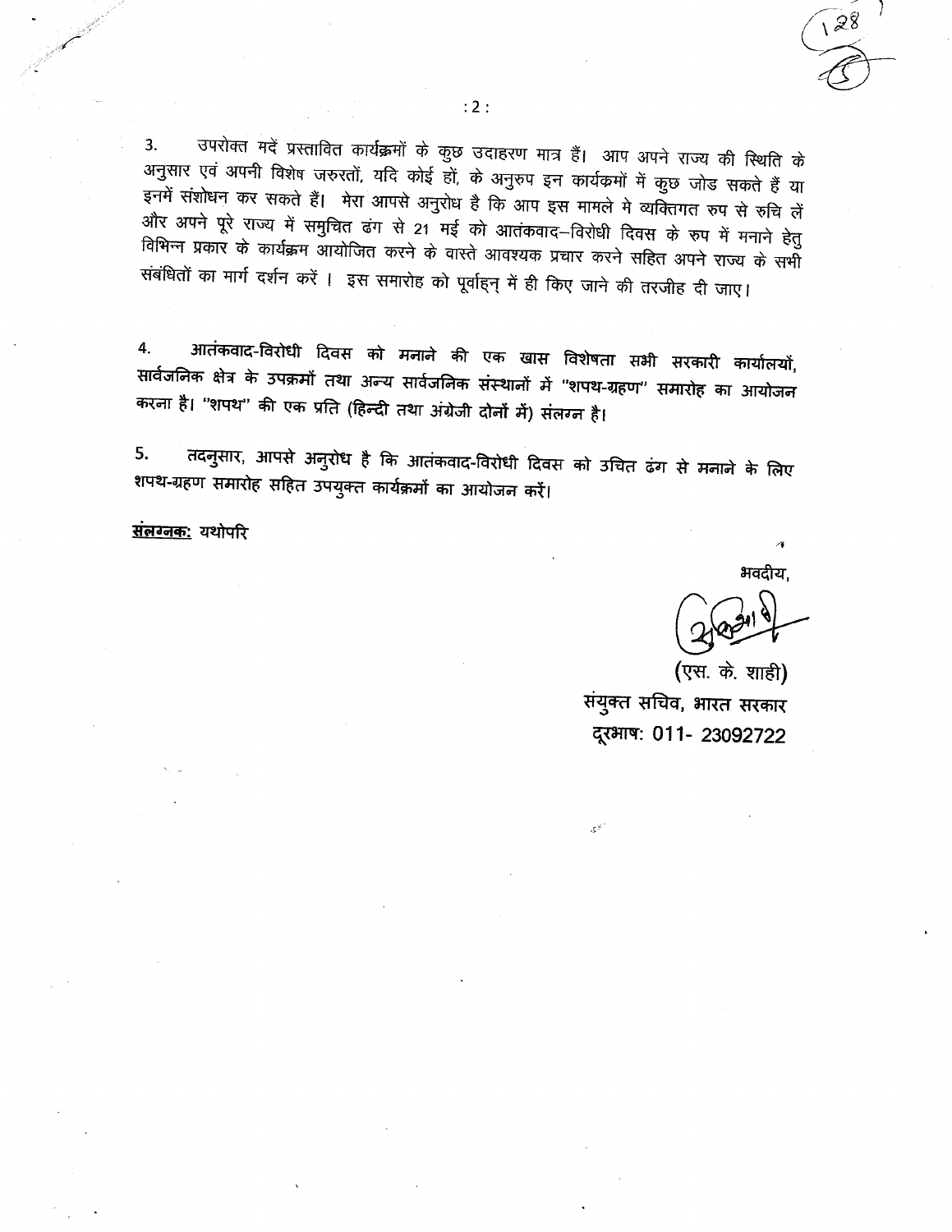3. उपरोक्त मदें प्रस्तावित कार्यक्रमों के कुछ उदाहरण मात्र हैं। आप अपने राज्य की स्थिति के अनुसार एवं अपनी विशेष जरुरतों, यदि कोई हों, के अनुरुप इन कार्यक्रमों में कुछ जोड सकते हैं या इनमें संशोधन कर सकते हैं। मेरा आपसे अनुरोध है कि आप इस मामले मे व्यक्तिगत रुप से रुचि लें और अपने पूरे राज्य में समुचित ढंग से 21 मई को आतंकवाद–विरोधी दिवस के रुप में मनाने हेतु विभिन्न प्रकार के कार्यक्रम आयोजित करने के वास्ते आवश्यक प्रचार करने सहित अपने राज्य के सभी संबंधितों का मार्ग दर्शन करें। इस समारोह को पूर्वाहन् में ही किए जाने की तरजीह दी जाए।

4. आतंकवाद-विरोधी दिवस को मनाने की एक खास विशेषता सभी सरकारी कार्यालयों, सार्वजनिक क्षेत्र के उपक्रमों तथा अन्य सार्वजनिक संस्थानों में "शपथ-ग्रहण" समारोह का आयोजन करना है। "शपथ" की एक प्रति (हिन्दी तथा अंग्रेजी दोनों में) संलग्न है।

5. तदनुसार, आपसे अनुरोध है कि आतंकवाद-विरोधी दिवस को उचित ढंग से मनाने के लिए शपथ-ग्रहण समारोह सहित उपयुक्त कार्यक्रमों का आयोजन करें।

**संलग्नक:** यथोपरि

भवदीय,

(एस. के. शाही)
संयुक्त सचिव, भारत सरकार
दूरभाष: 011- 23092722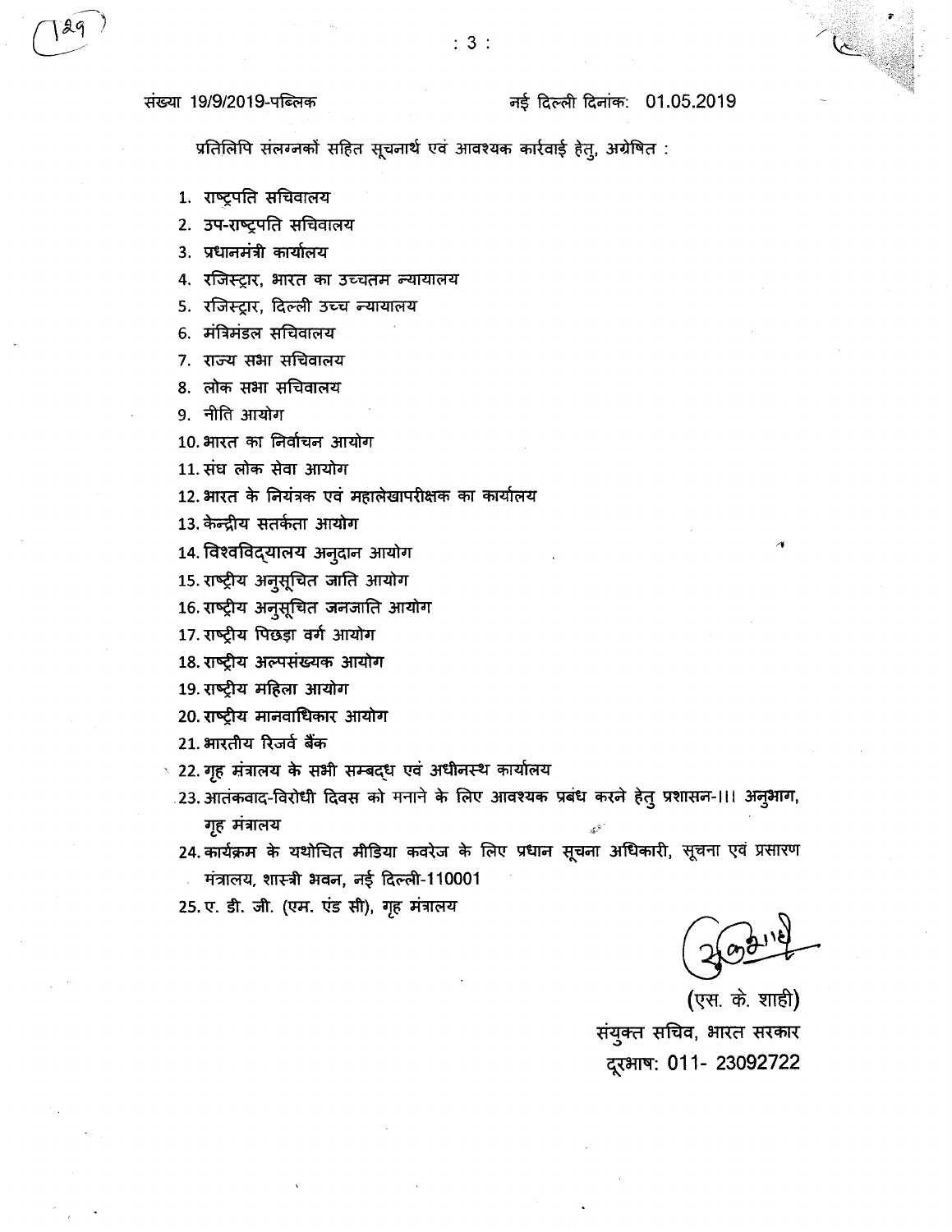संख्या 19/9/2019-पब्लिक　　　　　　　　　　नई दिल्ली दिनांक: 01.05.2019

प्रतिलिपि संलग्नकों सहित सूचनार्थ एवं आवश्यक कार्रवाई हेतु, अग्रेषित :

1. राष्ट्रपति सचिवालय
2. उप-राष्ट्रपति सचिवालय
3. प्रधानमंत्री कार्यालय
4. रजिस्ट्रार, भारत का उच्चतम न्यायालय
5. रजिस्ट्रार, दिल्ली उच्च न्यायालय
6. मंत्रिमंडल सचिवालय
7. राज्य सभा सचिवालय
8. लोक सभा सचिवालय
9. नीति आयोग
10. भारत का निर्वाचन आयोग
11. संघ लोक सेवा आयोग
12. भारत के नियंत्रक एवं महालेखापरीक्षक का कार्यालय
13. केन्द्रीय सतर्कता आयोग
14. विश्वविद्यालय अनुदान आयोग
15. राष्ट्रीय अनुसूचित जाति आयोग
16. राष्ट्रीय अनुसूचित जनजाति आयोग
17. राष्ट्रीय पिछड़ा वर्ग आयोग
18. राष्ट्रीय अल्पसंख्यक आयोग
19. राष्ट्रीय महिला आयोग
20. राष्ट्रीय मानवाधिकार आयोग
21. भारतीय रिजर्व बैंक
22. गृह मंत्रालय के सभी सम्बद्ध एवं अधीनस्थ कार्यालय
23. आतंकवाद-विरोधी दिवस को मनाने के लिए आवश्यक प्रबंध करने हेतु प्रशासन-III अनुभाग, गृह मंत्रालय
24. कार्यक्रम के यथोचित मीडिया कवरेज के लिए प्रधान सूचना अधिकारी, सूचना एवं प्रसारण मंत्रालय, शास्त्री भवन, नई दिल्ली-110001
25. ए. डी. जी. (एम. एंड सी), गृह मंत्रालय

(एस. के. शाही)
संयुक्त सचिव, भारत सरकार
दूरभाष: 011- 23092722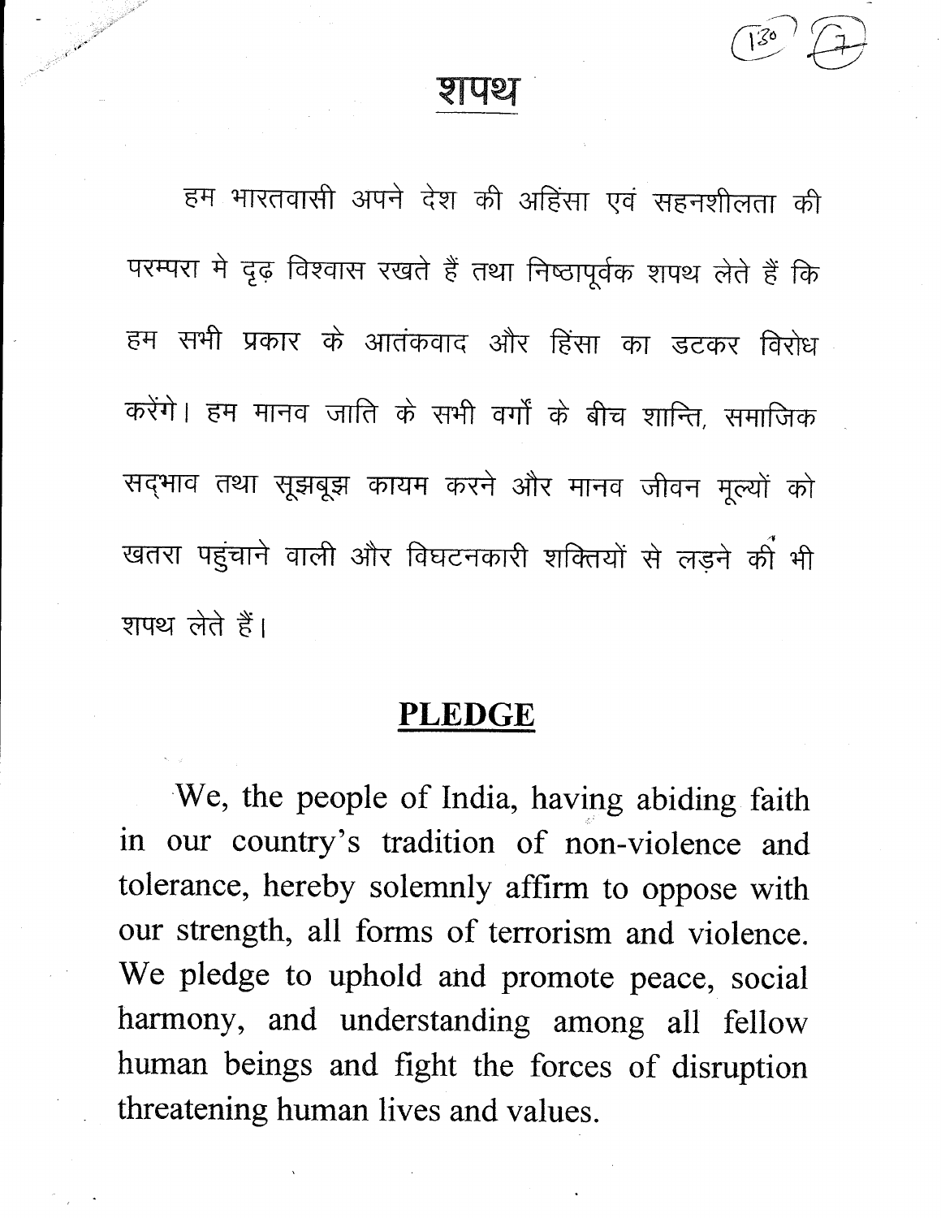# शपथ

हम भारतवासी अपने देश की अहिंसा एवं सहनशीलता की परम्परा मे दृढ़ विश्वास रखते हैं तथा निष्ठापूर्वक शपथ लेते हैं कि हम सभी प्रकार के आतंकवाद और हिंसा का डटकर विरोध करेंगे। हम मानव जाति के सभी वर्गों के बीच शान्ति, समाजिक सद्भाव तथा सूझबूझ कायम करने और मानव जीवन मूल्यों को खतरा पहुंचाने वाली और विघटनकारी शक्तियों से लड़ने की भी शपथ लेते हैं।

# PLEDGE

We, the people of India, having abiding faith in our country's tradition of non-violence and tolerance, hereby solemnly affirm to oppose with our strength, all forms of terrorism and violence. We pledge to uphold and promote peace, social harmony, and understanding among all fellow human beings and fight the forces of disruption threatening human lives and values.